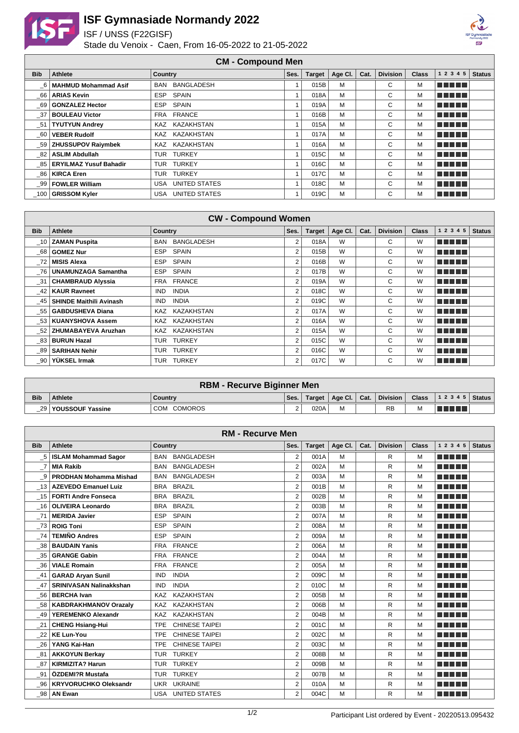# ISF Gymnasiade Normandy 2022

ISF / UNSS (F22GISF)

Stade du Venoix - Caen, From 16-05-2022 to 21-05-2022

| CM - Compound Men | | | | | | | | | | | |
|---|---|---|---|---|---|---|---|---|---|---|---|
| **Bib** | **Athlete** | **Country** | **Ses.** | **Target** | **Age Cl.** | **Cat.** | **Division** | **Class** | **1 2 3 4 5** | **Status** |
| _6 | **MAHMUD Mohammad Asif** | BAN BANGLADESH | 1 | 015B | M | | C | M | | |
| _66 | **ARIAS Kevin** | ESP SPAIN | 1 | 018A | M | | C | M | | |
| _69 | **GONZALEZ Hector** | ESP SPAIN | 1 | 019A | M | | C | M | | |
| _37 | **BOULEAU Victor** | FRA FRANCE | 1 | 016B | M | | C | M | | |
| _51 | **TYUTYUN Andrey** | KAZ KAZAKHSTAN | 1 | 015A | M | | C | M | | |
| _60 | **VEBER Rudolf** | KAZ KAZAKHSTAN | 1 | 017A | M | | C | M | | |
| _59 | **ZHUSSUPOV Raiymbek** | KAZ KAZAKHSTAN | 1 | 016A | M | | C | M | | |
| _82 | **ASLIM Abdullah** | TUR TURKEY | 1 | 015C | M | | C | M | | |
| _85 | **ERYILMAZ Yusuf Bahadir** | TUR TURKEY | 1 | 016C | M | | C | M | | |
| _86 | **KIRCA Eren** | TUR TURKEY | 1 | 017C | M | | C | M | | |
| _99 | **FOWLER William** | USA UNITED STATES | 1 | 018C | M | | C | M | | |
| _100 | **GRISSOM Kyler** | USA UNITED STATES | 1 | 019C | M | | C | M | | |

| CW - Compound Women | | | | | | | | | | |
|---|---|---|---|---|---|---|---|---|---|---|
| **Bib** | **Athlete** | **Country** | **Ses.** | **Target** | **Age Cl.** | **Cat.** | **Division** | **Class** | **1 2 3 4 5** | **Status** |
| _10 | **ZAMAN Puspita** | BAN BANGLADESH | 2 | 018A | W | | C | W | | |
| _68 | **GOMEZ Nur** | ESP SPAIN | 2 | 015B | W | | C | W | | |
| _72 | **MISIS Alexa** | ESP SPAIN | 2 | 016B | W | | C | W | | |
| _76 | **UNAMUNZAGA Samantha** | ESP SPAIN | 2 | 017B | W | | C | W | | |
| _31 | **CHAMBRAUD Alyssia** | FRA FRANCE | 2 | 019A | W | | C | W | | |
| _42 | **KAUR Ravneet** | IND INDIA | 2 | 018C | W | | C | W | | |
| _45 | **SHINDE Maithili Avinash** | IND INDIA | 2 | 019C | W | | C | W | | |
| _55 | **GABDUSHEVA Diana** | KAZ KAZAKHSTAN | 2 | 017A | W | | C | W | | |
| _53 | **KUANYSHOVA Assem** | KAZ KAZAKHSTAN | 2 | 016A | W | | C | W | | |
| _52 | **ZHUMABAYEVA Aruzhan** | KAZ KAZAKHSTAN | 2 | 015A | W | | C | W | | |
| _83 | **BURUN Hazal** | TUR TURKEY | 2 | 015C | W | | C | W | | |
| _89 | **SARIHAN Nehir** | TUR TURKEY | 2 | 016C | W | | C | W | | |
| _90 | **YÜKSEL Irmak** | TUR TURKEY | 2 | 017C | W | | C | W | | |

| RBM - Recurve Biginner Men | | | | | | | | | | |
|---|---|---|---|---|---|---|---|---|---|---|
| **Bib** | **Athlete** | **Country** | **Ses.** | **Target** | **Age Cl.** | **Cat.** | **Division** | **Class** | **1 2 3 4 5** | **Status** |
| _29 | **YOUSSOUF Yassine** | COM COMOROS | 2 | 020A | M | | RB | M | | |

| RM - Recurve Men | | | | | | | | | | |
|---|---|---|---|---|---|---|---|---|---|---|
| **Bib** | **Athlete** | **Country** | **Ses.** | **Target** | **Age Cl.** | **Cat.** | **Division** | **Class** | **1 2 3 4 5** | **Status** |
| _5 | **ISLAM Mohammad Sagor** | BAN BANGLADESH | 2 | 001A | M | | R | M | | |
| _7 | **MIA Rakib** | BAN BANGLADESH | 2 | 002A | M | | R | M | | |
| _9 | **PRODHAN Mohamma Mishad** | BAN BANGLADESH | 2 | 003A | M | | R | M | | |
| _13 | **AZEVEDO Emanuel Luiz** | BRA BRAZIL | 2 | 001B | M | | R | M | | |
| _15 | **FORTI Andre Fonseca** | BRA BRAZIL | 2 | 002B | M | | R | M | | |
| _16 | **OLIVEIRA Leonardo** | BRA BRAZIL | 2 | 003B | M | | R | M | | |
| _71 | **MERIDA Javier** | ESP SPAIN | 2 | 007A | M | | R | M | | |
| _73 | **ROIG Toni** | ESP SPAIN | 2 | 008A | M | | R | M | | |
| _74 | **TEMIÑO Andres** | ESP SPAIN | 2 | 009A | M | | R | M | | |
| _38 | **BAUDAIN Yanis** | FRA FRANCE | 2 | 006A | M | | R | M | | |
| _35 | **GRANGE Gabin** | FRA FRANCE | 2 | 004A | M | | R | M | | |
| _36 | **VIALE Romain** | FRA FRANCE | 2 | 005A | M | | R | M | | |
| _41 | **GARAD Aryan Sunil** | IND INDIA | 2 | 009C | M | | R | M | | |
| _47 | **SRINIVASAN Nalinakkshan** | IND INDIA | 2 | 010C | M | | R | M | | |
| _56 | **BERCHA Ivan** | KAZ KAZAKHSTAN | 2 | 005B | M | | R | M | | |
| _58 | **KABDRAKHMANOV Orazaly** | KAZ KAZAKHSTAN | 2 | 006B | M | | R | M | | |
| _49 | **YEREMENKO Alexandr** | KAZ KAZAKHSTAN | 2 | 004B | M | | R | M | | |
| _21 | **CHENG Hsiang-Hui** | TPE CHINESE TAIPEI | 2 | 001C | M | | R | M | | |
| _22 | **KE Lun-You** | TPE CHINESE TAIPEI | 2 | 002C | M | | R | M | | |
| _26 | **YANG Kai-Han** | TPE CHINESE TAIPEI | 2 | 003C | M | | R | M | | |
| _81 | **AKKOYUN Berkay** | TUR TURKEY | 2 | 008B | M | | R | M | | |
| _87 | **KIRMIZITA? Harun** | TUR TURKEY | 2 | 009B | M | | R | M | | |
| _91 | **ÖZDEMI?R Mustafa** | TUR TURKEY | 2 | 007B | M | | R | M | | |
| _96 | **KRYVORUCHKO Oleksandr** | UKR UKRAINE | 2 | 010A | M | | R | M | | |
| _98 | **AN Ewan** | USA UNITED STATES | 2 | 004C | M | | R | M | | |

Participant List ordered by Event - 20220513.095432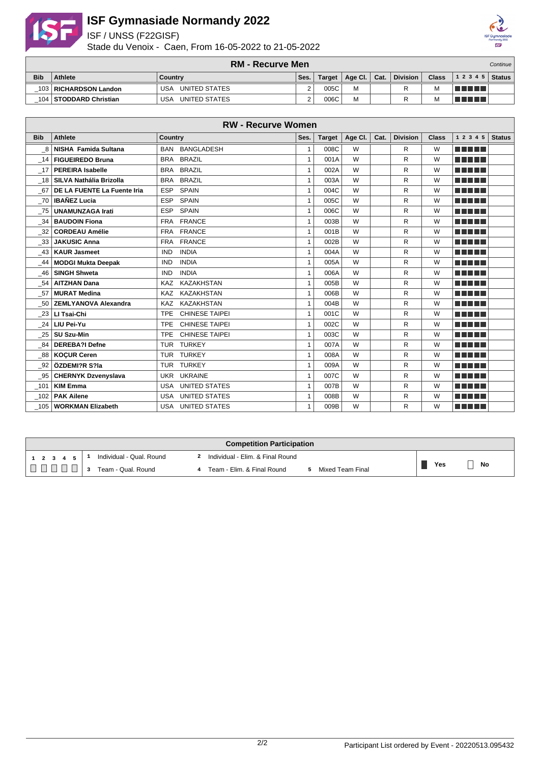# ISF Gymnasiade Normandy 2022

ISF / UNSS (F22GISF)

Stade du Venoix - Caen, From 16-05-2022 to 21-05-2022

## RM - Recurve Men

*Continue*

| Bib | Athlete | Country | | Ses. | Target | Age Cl. | Cat. | Division | Class | 1 2 3 4 5 | Status |
|---|---|---|---|---|---|---|---|---|---|---|---|
| _103 | **RICHARDSON Landon** | USA | UNITED STATES | 2 | 005C | M | | R | M | ■■■■■ | |
| _104 | **STODDARD Christian** | USA | UNITED STATES | 2 | 006C | M | | R | M | ■■■■■ | |

## RW - Recurve Women

| Bib | Athlete | Country | | Ses. | Target | Age Cl. | Cat. | Division | Class | 1 2 3 4 5 | Status |
|---|---|---|---|---|---|---|---|---|---|---|---|
| _8 | **NISHA Famida Sultana** | BAN | BANGLADESH | 1 | 008C | W | | R | W | ■■■■■ | |
| _14 | **FIGUEIREDO Bruna** | BRA | BRAZIL | 1 | 001A | W | | R | W | ■■■■■ | |
| _17 | **PEREIRA Isabelle** | BRA | BRAZIL | 1 | 002A | W | | R | W | ■■■■■ | |
| _18 | **SILVA Nathália Brizolla** | BRA | BRAZIL | 1 | 003A | W | | R | W | ■■■■■ | |
| _67 | **DE LA FUENTE La Fuente Iria** | ESP | SPAIN | 1 | 004C | W | | R | W | ■■■■■ | |
| _70 | **IBAÑEZ Lucia** | ESP | SPAIN | 1 | 005C | W | | R | W | ■■■■■ | |
| _75 | **UNAMUNZAGA Irati** | ESP | SPAIN | 1 | 006C | W | | R | W | ■■■■■ | |
| _34 | **BAUDOIN Fiona** | FRA | FRANCE | 1 | 003B | W | | R | W | ■■■■■ | |
| _32 | **CORDEAU Amélie** | FRA | FRANCE | 1 | 001B | W | | R | W | ■■■■■ | |
| _33 | **JAKUSIC Anna** | FRA | FRANCE | 1 | 002B | W | | R | W | ■■■■■ | |
| _43 | **KAUR Jasmeet** | IND | INDIA | 1 | 004A | W | | R | W | ■■■■■ | |
| _44 | **MODGI Mukta Deepak** | IND | INDIA | 1 | 005A | W | | R | W | ■■■■■ | |
| _46 | **SINGH Shweta** | IND | INDIA | 1 | 006A | W | | R | W | ■■■■■ | |
| _54 | **AITZHAN Dana** | KAZ | KAZAKHSTAN | 1 | 005B | W | | R | W | ■■■■■ | |
| _57 | **MURAT Medina** | KAZ | KAZAKHSTAN | 1 | 006B | W | | R | W | ■■■■■ | |
| _50 | **ZEMLYANOVA Alexandra** | KAZ | KAZAKHSTAN | 1 | 004B | W | | R | W | ■■■■■ | |
| _23 | **LI Tsai-Chi** | TPE | CHINESE TAIPEI | 1 | 001C | W | | R | W | ■■■■■ | |
| _24 | **LIU Pei-Yu** | TPE | CHINESE TAIPEI | 1 | 002C | W | | R | W | ■■■■■ | |
| _25 | **SU Szu-Min** | TPE | CHINESE TAIPEI | 1 | 003C | W | | R | W | ■■■■■ | |
| _84 | **DEREBA?I Defne** | TUR | TURKEY | 1 | 007A | W | | R | W | ■■■■■ | |
| _88 | **KOÇUR Ceren** | TUR | TURKEY | 1 | 008A | W | | R | W | ■■■■■ | |
| _92 | **ÖZDEMI?R S?la** | TUR | TURKEY | 1 | 009A | W | | R | W | ■■■■■ | |
| _95 | **CHERNYK Dzvenyslava** | UKR | UKRAINE | 1 | 007C | W | | R | W | ■■■■■ | |
| _101 | **KIM Emma** | USA | UNITED STATES | 1 | 007B | W | | R | W | ■■■■■ | |
| _102 | **PAK Ailene** | USA | UNITED STATES | 1 | 008B | W | | R | W | ■■■■■ | |
| _105 | **WORKMAN Elizabeth** | USA | UNITED STATES | 1 | 009B | W | | R | W | ■■■■■ | |

## Competition Participation

| 1 2 3 4 5 | | | |
|---|---|---|---|
| □□□□□ | 1 Individual - Qual. Round | 2 Individual - Elim. & Final Round | ■ Yes □ No |
| | 3 Team - Qual. Round | 4 Team - Elim. & Final Round | 5 Mixed Team Final |

Participant List ordered by Event - 20220513.095432